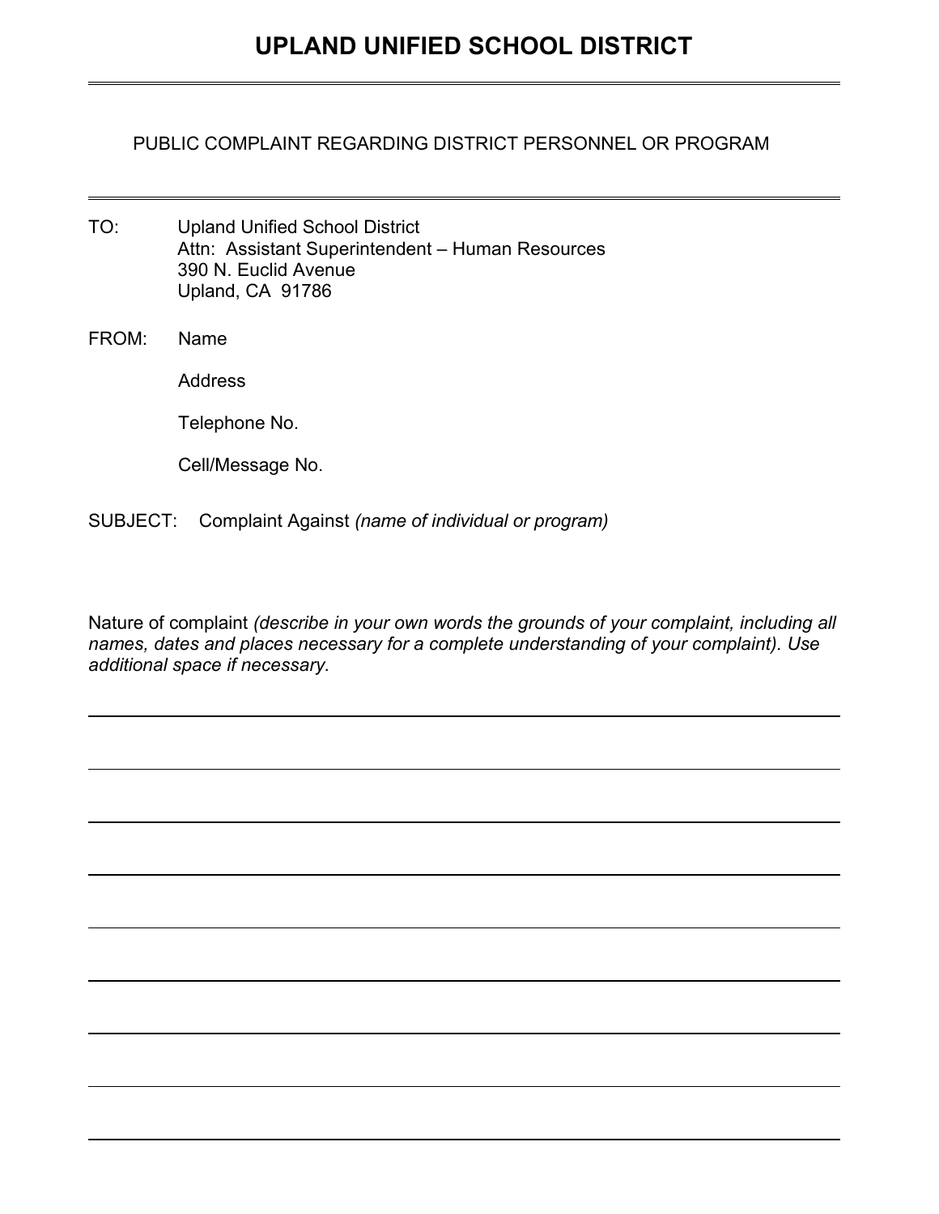# UPLAND UNIFIED SCHOOL DISTRICT

---

PUBLIC COMPLAINT REGARDING DISTRICT PERSONNEL OR PROGRAM

---

TO: Upland Unified School District
Attn: Assistant Superintendent – Human Resources
390 N. Euclid Avenue
Upland, CA 91786

FROM: Name

Address

Telephone No.

Cell/Message No.

SUBJECT: Complaint Against *(name of individual or program)*

Nature of complaint *(describe in your own words the grounds of your complaint, including all names, dates and places necessary for a complete understanding of your complaint). Use additional space if necessary.*

______________________________________________________________________________

______________________________________________________________________________

______________________________________________________________________________

______________________________________________________________________________

______________________________________________________________________________

______________________________________________________________________________

______________________________________________________________________________

______________________________________________________________________________

______________________________________________________________________________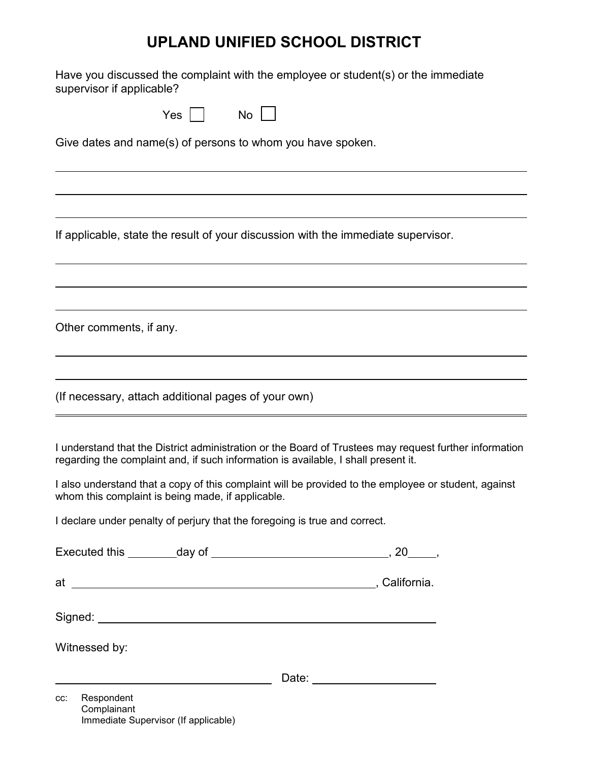# UPLAND UNIFIED SCHOOL DISTRICT

Have you discussed the complaint with the employee or student(s) or the immediate supervisor if applicable?

Yes ☐ No ☐

Give dates and name(s) of persons to whom you have spoken.

\_\_\_\_\_\_\_\_\_\_\_\_\_\_\_\_\_\_\_\_\_\_\_\_\_\_\_\_\_\_\_\_\_\_\_\_\_\_\_\_\_\_\_\_\_\_\_\_\_\_\_\_\_\_\_\_\_\_\_\_\_\_\_\_\_\_\_\_

\_\_\_\_\_\_\_\_\_\_\_\_\_\_\_\_\_\_\_\_\_\_\_\_\_\_\_\_\_\_\_\_\_\_\_\_\_\_\_\_\_\_\_\_\_\_\_\_\_\_\_\_\_\_\_\_\_\_\_\_\_\_\_\_\_\_\_\_

\_\_\_\_\_\_\_\_\_\_\_\_\_\_\_\_\_\_\_\_\_\_\_\_\_\_\_\_\_\_\_\_\_\_\_\_\_\_\_\_\_\_\_\_\_\_\_\_\_\_\_\_\_\_\_\_\_\_\_\_\_\_\_\_\_\_\_\_

If applicable, state the result of your discussion with the immediate supervisor.

\_\_\_\_\_\_\_\_\_\_\_\_\_\_\_\_\_\_\_\_\_\_\_\_\_\_\_\_\_\_\_\_\_\_\_\_\_\_\_\_\_\_\_\_\_\_\_\_\_\_\_\_\_\_\_\_\_\_\_\_\_\_\_\_\_\_\_\_

\_\_\_\_\_\_\_\_\_\_\_\_\_\_\_\_\_\_\_\_\_\_\_\_\_\_\_\_\_\_\_\_\_\_\_\_\_\_\_\_\_\_\_\_\_\_\_\_\_\_\_\_\_\_\_\_\_\_\_\_\_\_\_\_\_\_\_\_

\_\_\_\_\_\_\_\_\_\_\_\_\_\_\_\_\_\_\_\_\_\_\_\_\_\_\_\_\_\_\_\_\_\_\_\_\_\_\_\_\_\_\_\_\_\_\_\_\_\_\_\_\_\_\_\_\_\_\_\_\_\_\_\_\_\_\_\_

Other comments, if any.

\_\_\_\_\_\_\_\_\_\_\_\_\_\_\_\_\_\_\_\_\_\_\_\_\_\_\_\_\_\_\_\_\_\_\_\_\_\_\_\_\_\_\_\_\_\_\_\_\_\_\_\_\_\_\_\_\_\_\_\_\_\_\_\_\_\_\_\_

\_\_\_\_\_\_\_\_\_\_\_\_\_\_\_\_\_\_\_\_\_\_\_\_\_\_\_\_\_\_\_\_\_\_\_\_\_\_\_\_\_\_\_\_\_\_\_\_\_\_\_\_\_\_\_\_\_\_\_\_\_\_\_\_\_\_\_\_

(If necessary, attach additional pages of your own)

---

I understand that the District administration or the Board of Trustees may request further information regarding the complaint and, if such information is available, I shall present it.

I also understand that a copy of this complaint will be provided to the employee or student, against whom this complaint is being made, if applicable.

I declare under penalty of perjury that the foregoing is true and correct.

Executed this \_\_\_\_\_\_\_\_ day of \_\_\_\_\_\_\_\_\_\_\_\_\_\_\_\_\_\_\_\_\_\_\_\_\_\_\_\_, 20\_\_\_\_,

at \_\_\_\_\_\_\_\_\_\_\_\_\_\_\_\_\_\_\_\_\_\_\_\_\_\_\_\_\_\_\_\_\_\_\_\_\_\_\_\_\_\_\_\_\_\_\_\_\_\_, California.

Signed: \_\_\_\_\_\_\_\_\_\_\_\_\_\_\_\_\_\_\_\_\_\_\_\_\_\_\_\_\_\_\_\_\_\_\_\_\_\_\_\_\_\_\_\_\_\_\_\_\_\_\_\_\_\_

Witnessed by:

\_\_\_\_\_\_\_\_\_\_\_\_\_\_\_\_\_\_\_\_\_\_\_\_\_\_\_\_\_\_\_\_\_\_\_ Date: \_\_\_\_\_\_\_\_\_\_\_\_\_\_\_\_\_\_\_\_

cc: Respondent
Complainant
Immediate Supervisor (If applicable)